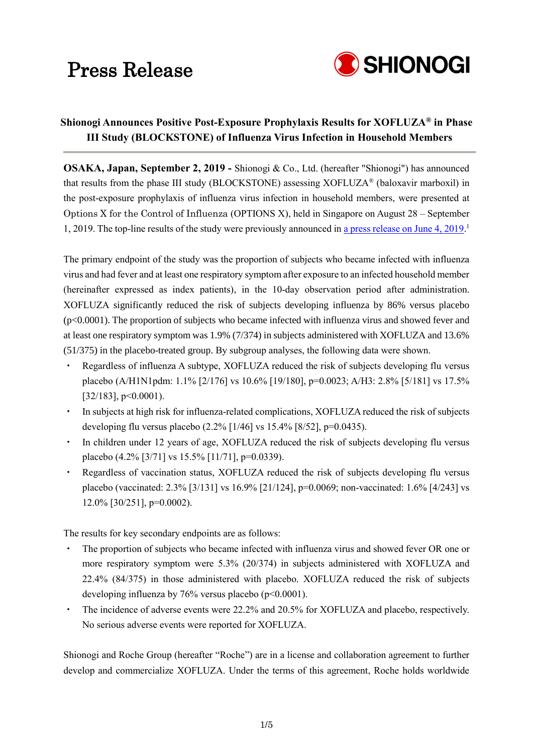# Press Release

SHIONOGI

**Shionogi Announces Positive Post-Exposure Prophylaxis Results for XOFLUZA® in Phase III Study (BLOCKSTONE) of Influenza Virus Infection in Household Members**

**OSAKA, Japan, September 2, 2019 -** Shionogi & Co., Ltd. (hereafter "Shionogi") has announced that results from the phase III study (BLOCKSTONE) assessing XOFLUZA® (baloxavir marboxil) in the post-exposure prophylaxis of influenza virus infection in household members, were presented at Options X for the Control of Influenza (OPTIONS X), held in Singapore on August 28 – September 1, 2019. The top-line results of the study were previously announced in a press release on June 4, 2019.[1]

The primary endpoint of the study was the proportion of subjects who became infected with influenza virus and had fever and at least one respiratory symptom after exposure to an infected household member (hereinafter expressed as index patients), in the 10-day observation period after administration. XOFLUZA significantly reduced the risk of subjects developing influenza by 86% versus placebo ($p<0.0001$). The proportion of subjects who became infected with influenza virus and showed fever and at least one respiratory symptom was 1.9% (7/374) in subjects administered with XOFLUZA and 13.6% (51/375) in the placebo-treated group. By subgroup analyses, the following data were shown.

- Regardless of influenza A subtype, XOFLUZA reduced the risk of subjects developing flu versus placebo (A/H1N1pdm: 1.1% [2/176] vs 10.6% [19/180], $p=0.0023$; A/H3: 2.8% [5/181] vs 17.5% [32/183], $p<0.0001$).
- In subjects at high risk for influenza-related complications, XOFLUZA reduced the risk of subjects developing flu versus placebo (2.2% [1/46] vs 15.4% [8/52], $p=0.0435$).
- In children under 12 years of age, XOFLUZA reduced the risk of subjects developing flu versus placebo (4.2% [3/71] vs 15.5% [11/71], $p=0.0339$).
- Regardless of vaccination status, XOFLUZA reduced the risk of subjects developing flu versus placebo (vaccinated: 2.3% [3/131] vs 16.9% [21/124], $p=0.0069$; non-vaccinated: 1.6% [4/243] vs 12.0% [30/251], $p=0.0002$).

The results for key secondary endpoints are as follows:

- The proportion of subjects who became infected with influenza virus and showed fever OR one or more respiratory symptom were 5.3% (20/374) in subjects administered with XOFLUZA and 22.4% (84/375) in those administered with placebo. XOFLUZA reduced the risk of subjects developing influenza by 76% versus placebo ($p<0.0001$).
- The incidence of adverse events were 22.2% and 20.5% for XOFLUZA and placebo, respectively. No serious adverse events were reported for XOFLUZA.

Shionogi and Roche Group (hereafter "Roche") are in a license and collaboration agreement to further develop and commercialize XOFLUZA. Under the terms of this agreement, Roche holds worldwide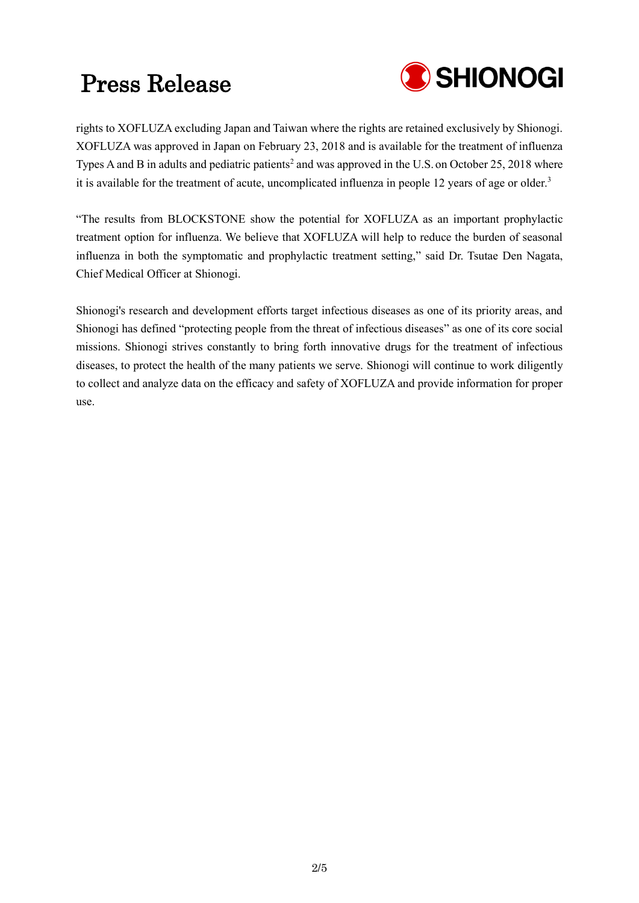rights to XOFLUZA excluding Japan and Taiwan where the rights are retained exclusively by Shionogi. XOFLUZA was approved in Japan on February 23, 2018 and is available for the treatment of influenza Types A and B in adults and pediatric patients[2] and was approved in the U.S. on October 25, 2018 where it is available for the treatment of acute, uncomplicated influenza in people 12 years of age or older.[3]

"The results from BLOCKSTONE show the potential for XOFLUZA as an important prophylactic treatment option for influenza. We believe that XOFLUZA will help to reduce the burden of seasonal influenza in both the symptomatic and prophylactic treatment setting," said Dr. Tsutae Den Nagata, Chief Medical Officer at Shionogi.

Shionogi's research and development efforts target infectious diseases as one of its priority areas, and Shionogi has defined "protecting people from the threat of infectious diseases" as one of its core social missions. Shionogi strives constantly to bring forth innovative drugs for the treatment of infectious diseases, to protect the health of the many patients we serve. Shionogi will continue to work diligently to collect and analyze data on the efficacy and safety of XOFLUZA and provide information for proper use.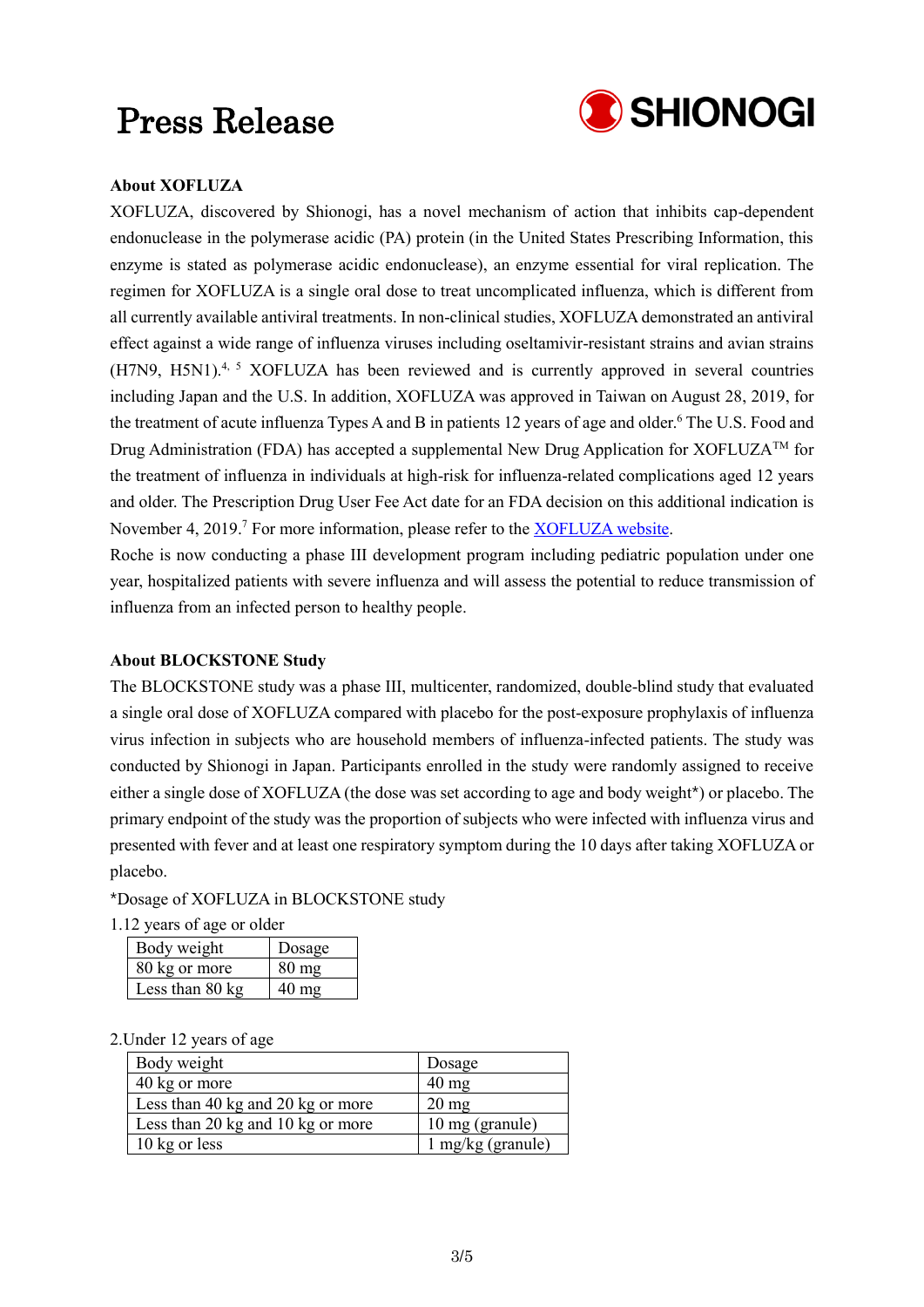**About XOFLUZA**

XOFLUZA, discovered by Shionogi, has a novel mechanism of action that inhibits cap-dependent endonuclease in the polymerase acidic (PA) protein (in the United States Prescribing Information, this enzyme is stated as polymerase acidic endonuclease), an enzyme essential for viral replication. The regimen for XOFLUZA is a single oral dose to treat uncomplicated influenza, which is different from all currently available antiviral treatments. In non-clinical studies, XOFLUZA demonstrated an antiviral effect against a wide range of influenza viruses including oseltamivir-resistant strains and avian strains (H7N9, H5N1).[4, 5] XOFLUZA has been reviewed and is currently approved in several countries including Japan and the U.S. In addition, XOFLUZA was approved in Taiwan on August 28, 2019, for the treatment of acute influenza Types A and B in patients 12 years of age and older.[6] The U.S. Food and Drug Administration (FDA) has accepted a supplemental New Drug Application for XOFLUZA™ for the treatment of influenza in individuals at high-risk for influenza-related complications aged 12 years and older. The Prescription Drug User Fee Act date for an FDA decision on this additional indication is November 4, 2019.[7] For more information, please refer to the XOFLUZA website.

Roche is now conducting a phase III development program including pediatric population under one year, hospitalized patients with severe influenza and will assess the potential to reduce transmission of influenza from an infected person to healthy people.

**About BLOCKSTONE Study**

The BLOCKSTONE study was a phase III, multicenter, randomized, double-blind study that evaluated a single oral dose of XOFLUZA compared with placebo for the post-exposure prophylaxis of influenza virus infection in subjects who are household members of influenza-infected patients. The study was conducted by Shionogi in Japan. Participants enrolled in the study were randomly assigned to receive either a single dose of XOFLUZA (the dose was set according to age and body weight*) or placebo. The primary endpoint of the study was the proportion of subjects who were infected with influenza virus and presented with fever and at least one respiratory symptom during the 10 days after taking XOFLUZA or placebo.

*Dosage of XOFLUZA in BLOCKSTONE study

1.12 years of age or older

| Body weight | Dosage |
|---|---|
| 80 kg or more | 80 mg |
| Less than 80 kg | 40 mg |

2.Under 12 years of age

| Body weight | Dosage |
|---|---|
| 40 kg or more | 40 mg |
| Less than 40 kg and 20 kg or more | 20 mg |
| Less than 20 kg and 10 kg or more | 10 mg (granule) |
| 10 kg or less | 1 mg/kg (granule) |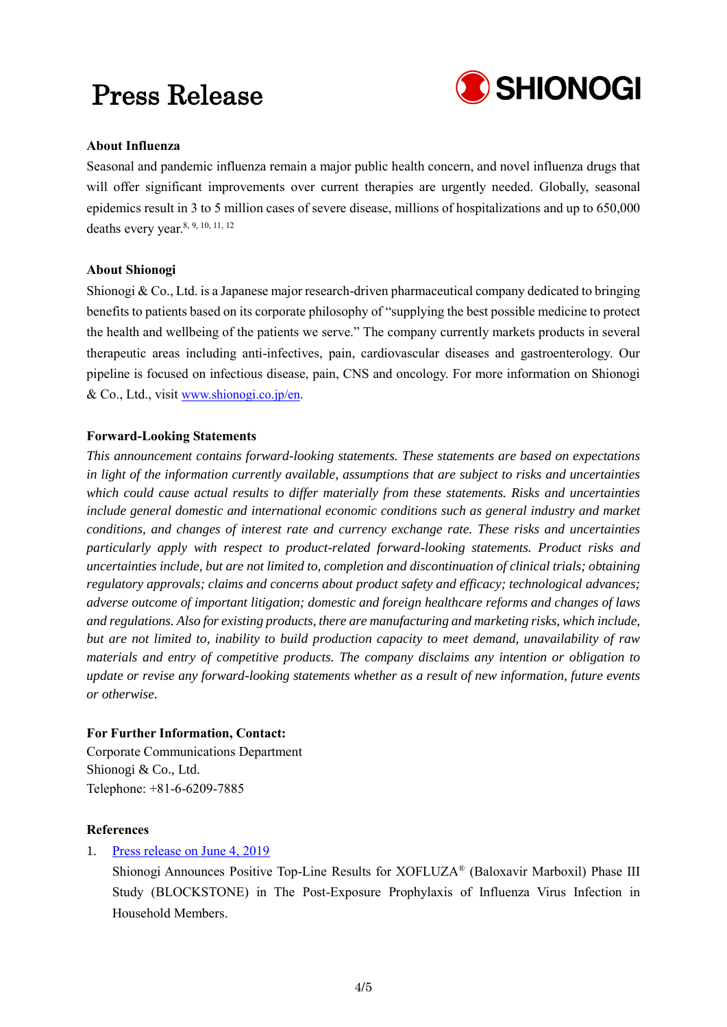**About Influenza**

Seasonal and pandemic influenza remain a major public health concern, and novel influenza drugs that will offer significant improvements over current therapies are urgently needed. Globally, seasonal epidemics result in 3 to 5 million cases of severe disease, millions of hospitalizations and up to 650,000 deaths every year.[8, 9, 10, 11, 12]

**About Shionogi**

Shionogi & Co., Ltd. is a Japanese major research-driven pharmaceutical company dedicated to bringing benefits to patients based on its corporate philosophy of "supplying the best possible medicine to protect the health and wellbeing of the patients we serve." The company currently markets products in several therapeutic areas including anti-infectives, pain, cardiovascular diseases and gastroenterology. Our pipeline is focused on infectious disease, pain, CNS and oncology. For more information on Shionogi & Co., Ltd., visit www.shionogi.co.jp/en.

**Forward-Looking Statements**

*This announcement contains forward-looking statements. These statements are based on expectations in light of the information currently available, assumptions that are subject to risks and uncertainties which could cause actual results to differ materially from these statements. Risks and uncertainties include general domestic and international economic conditions such as general industry and market conditions, and changes of interest rate and currency exchange rate. These risks and uncertainties particularly apply with respect to product-related forward-looking statements. Product risks and uncertainties include, but are not limited to, completion and discontinuation of clinical trials; obtaining regulatory approvals; claims and concerns about product safety and efficacy; technological advances; adverse outcome of important litigation; domestic and foreign healthcare reforms and changes of laws and regulations. Also for existing products, there are manufacturing and marketing risks, which include, but are not limited to, inability to build production capacity to meet demand, unavailability of raw materials and entry of competitive products. The company disclaims any intention or obligation to update or revise any forward-looking statements whether as a result of new information, future events or otherwise.*

**For Further Information, Contact:**

Corporate Communications Department
Shionogi & Co., Ltd.
Telephone: +81-6-6209-7885

**References**

1. Press release on June 4, 2019
   Shionogi Announces Positive Top-Line Results for XOFLUZA® (Baloxavir Marboxil) Phase III Study (BLOCKSTONE) in The Post-Exposure Prophylaxis of Influenza Virus Infection in Household Members.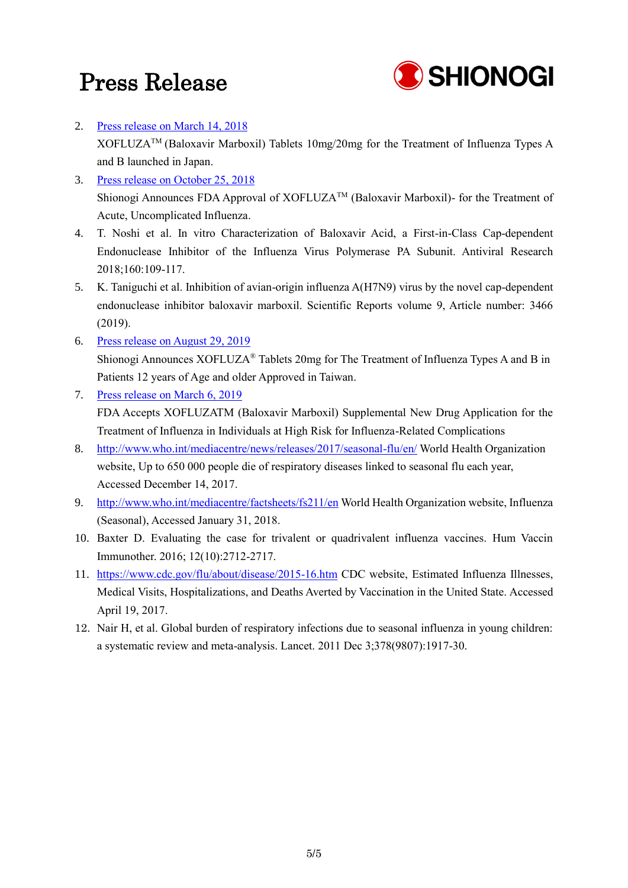2. [Press release on March 14, 2018](#)
   XOFLUZA™ (Baloxavir Marboxil) Tablets 10mg/20mg for the Treatment of Influenza Types A and B launched in Japan.
3. [Press release on October 25, 2018](#)
   Shionogi Announces FDA Approval of XOFLUZA™ (Baloxavir Marboxil)- for the Treatment of Acute, Uncomplicated Influenza.
4. T. Noshi et al. In vitro Characterization of Baloxavir Acid, a First-in-Class Cap-dependent Endonuclease Inhibitor of the Influenza Virus Polymerase PA Subunit. Antiviral Research 2018;160:109-117.
5. K. Taniguchi et al. Inhibition of avian-origin influenza A(H7N9) virus by the novel cap-dependent endonuclease inhibitor baloxavir marboxil. Scientific Reports volume 9, Article number: 3466 (2019).
6. [Press release on August 29, 2019](#)
   Shionogi Announces XOFLUZA® Tablets 20mg for The Treatment of Influenza Types A and B in Patients 12 years of Age and older Approved in Taiwan.
7. [Press release on March 6, 2019](#)
   FDA Accepts XOFLUZATM (Baloxavir Marboxil) Supplemental New Drug Application for the Treatment of Influenza in Individuals at High Risk for Influenza-Related Complications
8. http://www.who.int/mediacentre/news/releases/2017/seasonal-flu/en/ World Health Organization website, Up to 650 000 people die of respiratory diseases linked to seasonal flu each year, Accessed December 14, 2017.
9. http://www.who.int/mediacentre/factsheets/fs211/en World Health Organization website, Influenza (Seasonal), Accessed January 31, 2018.
10. Baxter D. Evaluating the case for trivalent or quadrivalent influenza vaccines. Hum Vaccin Immunother. 2016; 12(10):2712-2717.
11. https://www.cdc.gov/flu/about/disease/2015-16.htm CDC website, Estimated Influenza Illnesses, Medical Visits, Hospitalizations, and Deaths Averted by Vaccination in the United State. Accessed April 19, 2017.
12. Nair H, et al. Global burden of respiratory infections due to seasonal influenza in young children: a systematic review and meta-analysis. Lancet. 2011 Dec 3;378(9807):1917-30.